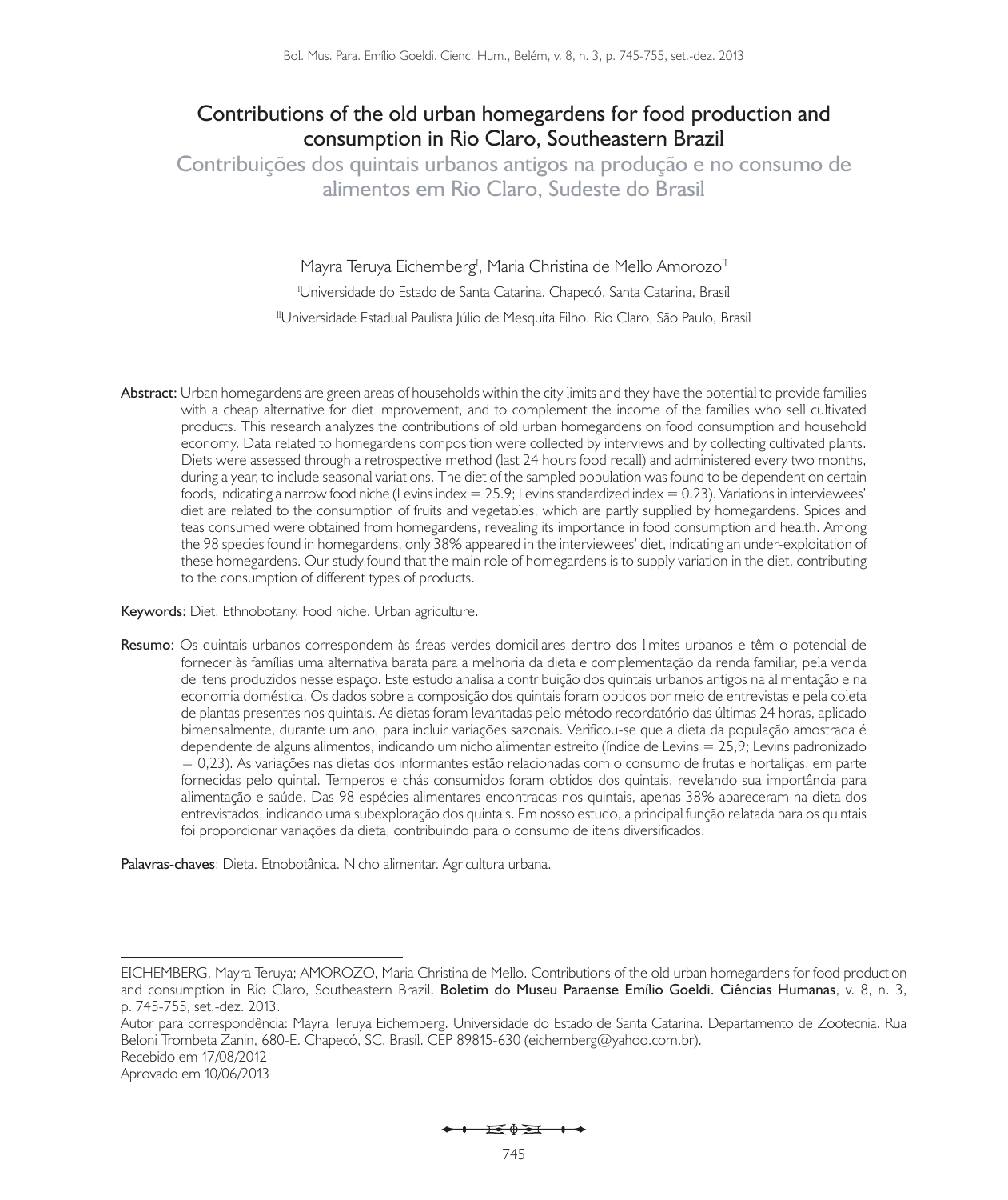# Contributions of the old urban homegardens for food production and consumption in Rio Claro, Southeastern Brazil

## Contribuições dos quintais urbanos antigos na produção e no consumo de alimentos em Rio Claro, Sudeste do Brasil

Mayra Teruya Eichemberg[I], Maria Christina de Mello Amorozo[II]

[I]Universidade do Estado de Santa Catarina. Chapecó, Santa Catarina, Brasil

[II]Universidade Estadual Paulista Júlio de Mesquita Filho. Rio Claro, São Paulo, Brasil

**Abstract:** Urban homegardens are green areas of households within the city limits and they have the potential to provide families with a cheap alternative for diet improvement, and to complement the income of the families who sell cultivated products. This research analyzes the contributions of old urban homegardens on food consumption and household economy. Data related to homegardens composition were collected by interviews and by collecting cultivated plants. Diets were assessed through a retrospective method (last 24 hours food recall) and administered every two months, during a year, to include seasonal variations. The diet of the sampled population was found to be dependent on certain foods, indicating a narrow food niche (Levins index = 25.9; Levins standardized index = 0.23). Variations in interviewees' diet are related to the consumption of fruits and vegetables, which are partly supplied by homegardens. Spices and teas consumed were obtained from homegardens, revealing its importance in food consumption and health. Among the 98 species found in homegardens, only 38% appeared in the interviewees' diet, indicating an under-exploitation of these homegardens. Our study found that the main role of homegardens is to supply variation in the diet, contributing to the consumption of different types of products.

**Keywords:** Diet. Ethnobotany. Food niche. Urban agriculture.

**Resumo:** Os quintais urbanos correspondem às áreas verdes domiciliares dentro dos limites urbanos e têm o potencial de fornecer às famílias uma alternativa barata para a melhoria da dieta e complementação da renda familiar, pela venda de itens produzidos nesse espaço. Este estudo analisa a contribuição dos quintais urbanos antigos na alimentação e na economia doméstica. Os dados sobre a composição dos quintais foram obtidos por meio de entrevistas e pela coleta de plantas presentes nos quintais. As dietas foram levantadas pelo método recordatório das últimas 24 horas, aplicado bimensalmente, durante um ano, para incluir variações sazonais. Verificou-se que a dieta da população amostrada é dependente de alguns alimentos, indicando um nicho alimentar estreito (índice de Levins = 25,9; Levins padronizado = 0,23). As variações nas dietas dos informantes estão relacionadas com o consumo de frutas e hortaliças, em parte fornecidas pelo quintal. Temperos e chás consumidos foram obtidos dos quintais, revelando sua importância para alimentação e saúde. Das 98 espécies alimentares encontradas nos quintais, apenas 38% apareceram na dieta dos entrevistados, indicando uma subexploração dos quintais. Em nosso estudo, a principal função relatada para os quintais foi proporcionar variações da dieta, contribuindo para o consumo de itens diversificados.

**Palavras-chaves**: Dieta. Etnobotânica. Nicho alimentar. Agricultura urbana.

---

EICHEMBERG, Mayra Teruya; AMOROZO, Maria Christina de Mello. Contributions of the old urban homegardens for food production and consumption in Rio Claro, Southeastern Brazil. **Boletim do Museu Paraense Emílio Goeldi. Ciências Humanas**, v. 8, n. 3, p. 745-755, set.-dez. 2013.

Autor para correspondência: Mayra Teruya Eichemberg. Universidade do Estado de Santa Catarina. Departamento de Zootecnia. Rua Beloni Trombeta Zanin, 680-E. Chapecó, SC, Brasil. CEP 89815-630 (eichemberg@yahoo.com.br).

Recebido em 17/08/2012

Aprovado em 10/06/2013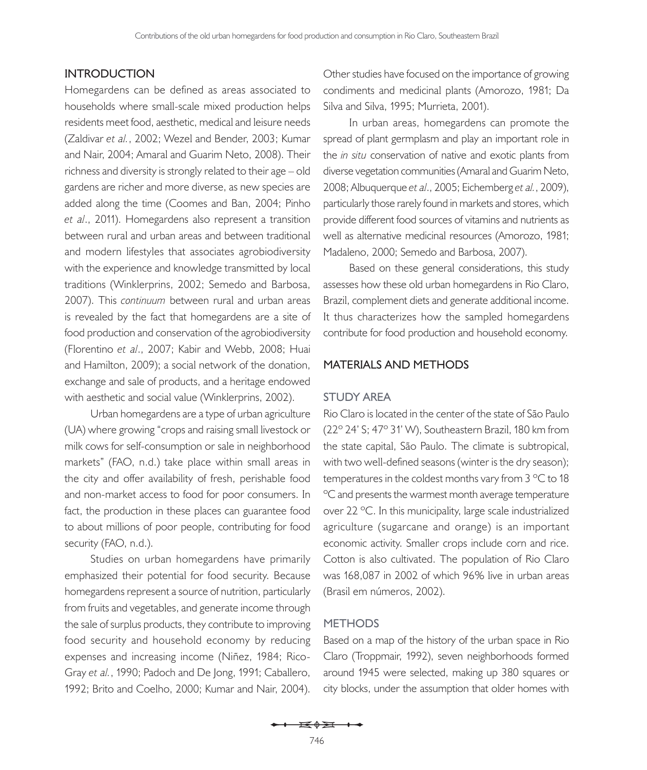## INTRODUCTION

Homegardens can be defined as areas associated to households where small-scale mixed production helps residents meet food, aesthetic, medical and leisure needs (Zaldivar *et al.*, 2002; Wezel and Bender, 2003; Kumar and Nair, 2004; Amaral and Guarim Neto, 2008). Their richness and diversity is strongly related to their age – old gardens are richer and more diverse, as new species are added along the time (Coomes and Ban, 2004; Pinho *et al*., 2011). Homegardens also represent a transition between rural and urban areas and between traditional and modern lifestyles that associates agrobiodiversity with the experience and knowledge transmitted by local traditions (Winklerprins, 2002; Semedo and Barbosa, 2007). This *continuum* between rural and urban areas is revealed by the fact that homegardens are a site of food production and conservation of the agrobiodiversity (Florentino *et al*., 2007; Kabir and Webb, 2008; Huai and Hamilton, 2009); a social network of the donation, exchange and sale of products, and a heritage endowed with aesthetic and social value (Winklerprins, 2002).

Urban homegardens are a type of urban agriculture (UA) where growing "crops and raising small livestock or milk cows for self-consumption or sale in neighborhood markets" (FAO, n.d.) take place within small areas in the city and offer availability of fresh, perishable food and non-market access to food for poor consumers. In fact, the production in these places can guarantee food to about millions of poor people, contributing for food security (FAO, n.d.).

Studies on urban homegardens have primarily emphasized their potential for food security. Because homegardens represent a source of nutrition, particularly from fruits and vegetables, and generate income through the sale of surplus products, they contribute to improving food security and household economy by reducing expenses and increasing income (Niñez, 1984; Rico-Gray *et al.*, 1990; Padoch and De Jong, 1991; Caballero, 1992; Brito and Coelho, 2000; Kumar and Nair, 2004). Other studies have focused on the importance of growing condiments and medicinal plants (Amorozo, 1981; Da Silva and Silva, 1995; Murrieta, 2001).

In urban areas, homegardens can promote the spread of plant germplasm and play an important role in the *in situ* conservation of native and exotic plants from diverse vegetation communities (Amaral and Guarim Neto, 2008; Albuquerque *et al*., 2005; Eichemberg *et al.*, 2009), particularly those rarely found in markets and stores, which provide different food sources of vitamins and nutrients as well as alternative medicinal resources (Amorozo, 1981; Madaleno, 2000; Semedo and Barbosa, 2007).

Based on these general considerations, this study assesses how these old urban homegardens in Rio Claro, Brazil, complement diets and generate additional income. It thus characterizes how the sampled homegardens contribute for food production and household economy.

## MATERIALS AND METHODS

### STUDY AREA

Rio Claro is located in the center of the state of São Paulo (22º 24' S; 47º 31' W), Southeastern Brazil, 180 km from the state capital, São Paulo. The climate is subtropical, with two well-defined seasons (winter is the dry season); temperatures in the coldest months vary from 3 ºC to 18 ºC and presents the warmest month average temperature over 22 ºC. In this municipality, large scale industrialized agriculture (sugarcane and orange) is an important economic activity. Smaller crops include corn and rice. Cotton is also cultivated. The population of Rio Claro was 168,087 in 2002 of which 96% live in urban areas (Brasil em números, 2002).

### METHODS

Based on a map of the history of the urban space in Rio Claro (Troppmair, 1992), seven neighborhoods formed around 1945 were selected, making up 380 squares or city blocks, under the assumption that older homes with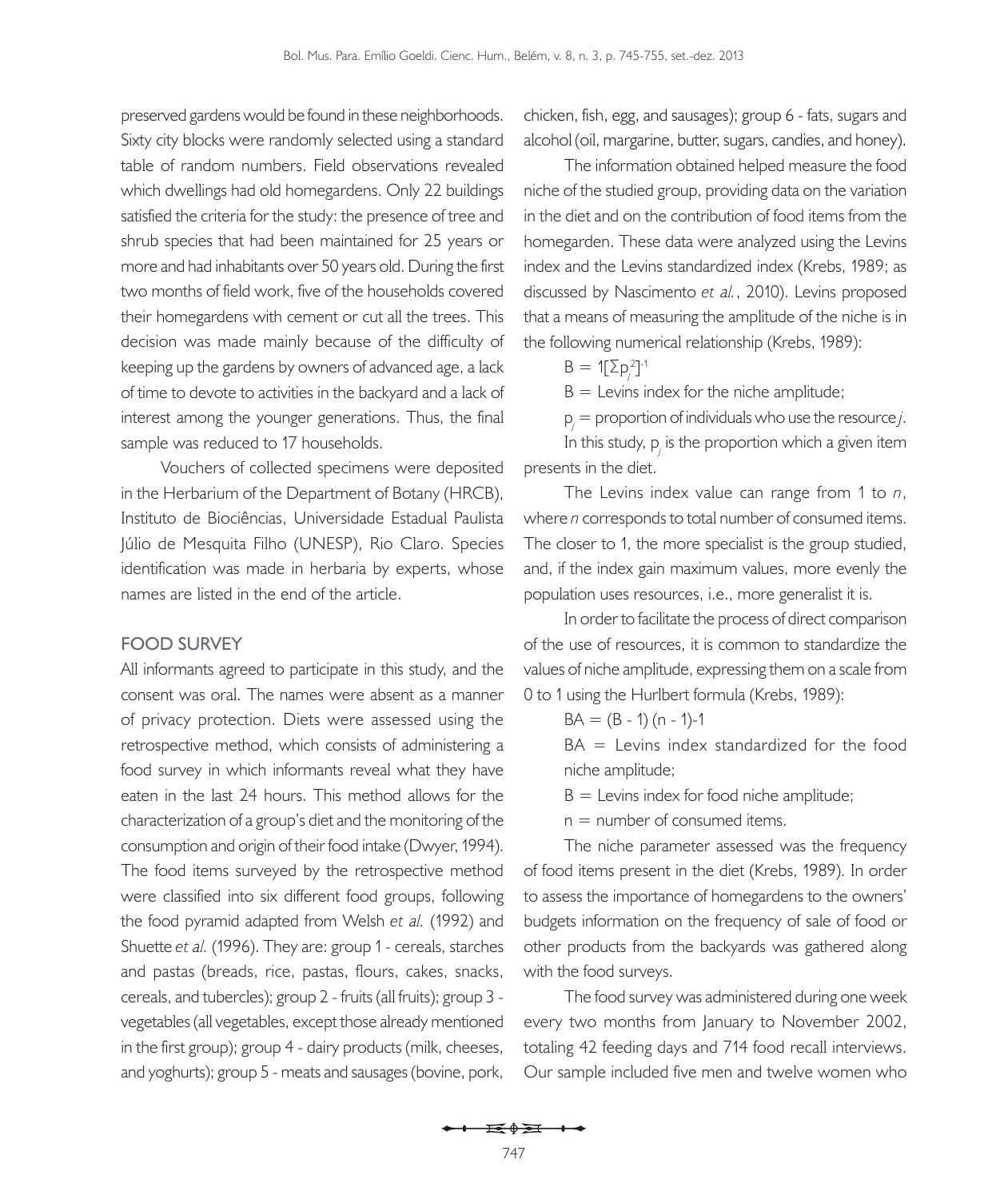preserved gardens would be found in these neighborhoods. Sixty city blocks were randomly selected using a standard table of random numbers. Field observations revealed which dwellings had old homegardens. Only 22 buildings satisfied the criteria for the study: the presence of tree and shrub species that had been maintained for 25 years or more and had inhabitants over 50 years old. During the first two months of field work, five of the households covered their homegardens with cement or cut all the trees. This decision was made mainly because of the difficulty of keeping up the gardens by owners of advanced age, a lack of time to devote to activities in the backyard and a lack of interest among the younger generations. Thus, the final sample was reduced to 17 households.

Vouchers of collected specimens were deposited in the Herbarium of the Department of Botany (HRCB), Instituto de Biociências, Universidade Estadual Paulista Júlio de Mesquita Filho (UNESP), Rio Claro. Species identification was made in herbaria by experts, whose names are listed in the end of the article.

## FOOD SURVEY

All informants agreed to participate in this study, and the consent was oral. The names were absent as a manner of privacy protection. Diets were assessed using the retrospective method, which consists of administering a food survey in which informants reveal what they have eaten in the last 24 hours. This method allows for the characterization of a group's diet and the monitoring of the consumption and origin of their food intake (Dwyer, 1994). The food items surveyed by the retrospective method were classified into six different food groups, following the food pyramid adapted from Welsh *et al.* (1992) and Shuette *et al.* (1996). They are: group 1 - cereals, starches and pastas (breads, rice, pastas, flours, cakes, snacks, cereals, and tubercles); group 2 - fruits (all fruits); group 3 - vegetables (all vegetables, except those already mentioned in the first group); group 4 - dairy products (milk, cheeses, and yoghurts); group 5 - meats and sausages (bovine, pork, chicken, fish, egg, and sausages); group 6 - fats, sugars and alcohol (oil, margarine, butter, sugars, candies, and honey).

The information obtained helped measure the food niche of the studied group, providing data on the variation in the diet and on the contribution of food items from the homegarden. These data were analyzed using the Levins index and the Levins standardized index (Krebs, 1989; as discussed by Nascimento *et al.*, 2010). Levins proposed that a means of measuring the amplitude of the niche is in the following numerical relationship (Krebs, 1989):

$$B = 1[\Sigma p_j^2]^{-1}$$

B = Levins index for the niche amplitude;

$p_j$ = proportion of individuals who use the resource *j*.

In this study, $p_j$ is the proportion which a given item presents in the diet.

The Levins index value can range from 1 to *n*, where *n* corresponds to total number of consumed items. The closer to 1, the more specialist is the group studied, and, if the index gain maximum values, more evenly the population uses resources, i.e., more generalist it is.

In order to facilitate the process of direct comparison of the use of resources, it is common to standardize the values of niche amplitude, expressing them on a scale from 0 to 1 using the Hurlbert formula (Krebs, 1989):

$$BA = (B - 1) (n - 1)-1$$

BA = Levins index standardized for the food niche amplitude;

B = Levins index for food niche amplitude;

n = number of consumed items.

The niche parameter assessed was the frequency of food items present in the diet (Krebs, 1989). In order to assess the importance of homegardens to the owners' budgets information on the frequency of sale of food or other products from the backyards was gathered along with the food surveys.

The food survey was administered during one week every two months from January to November 2002, totaling 42 feeding days and 714 food recall interviews. Our sample included five men and twelve women who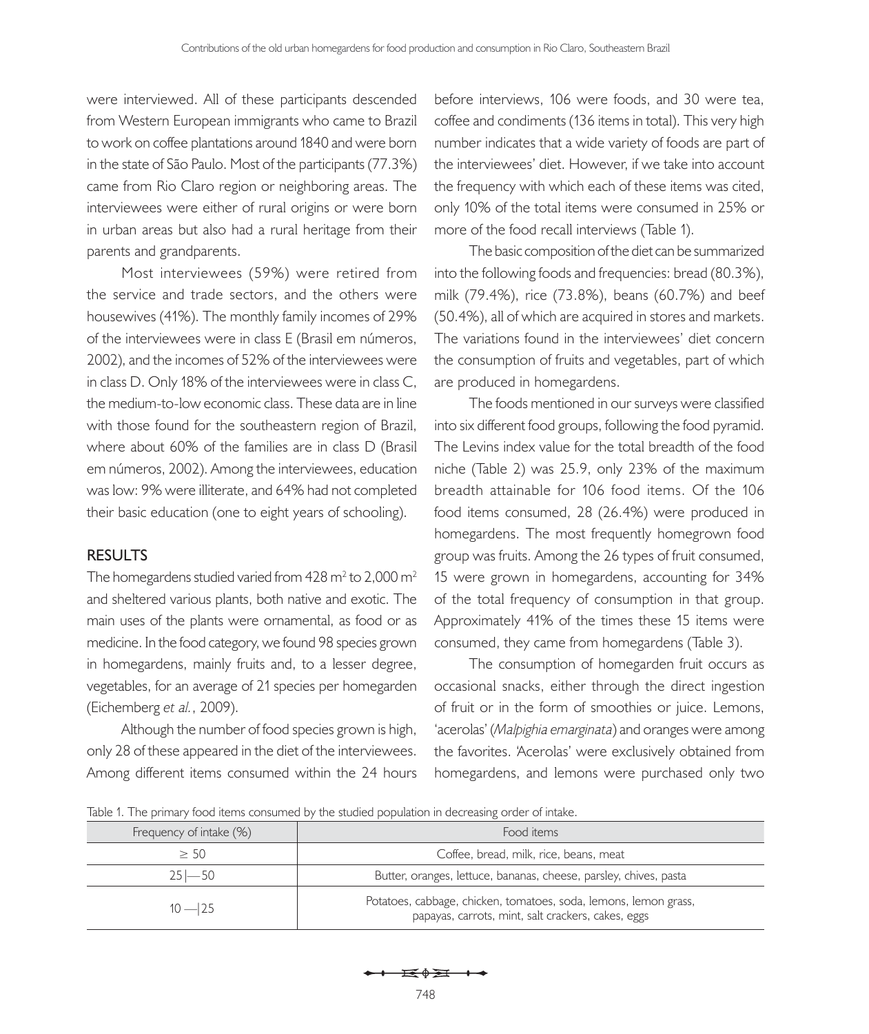were interviewed. All of these participants descended from Western European immigrants who came to Brazil to work on coffee plantations around 1840 and were born in the state of São Paulo. Most of the participants (77.3%) came from Rio Claro region or neighboring areas. The interviewees were either of rural origins or were born in urban areas but also had a rural heritage from their parents and grandparents.

Most interviewees (59%) were retired from the service and trade sectors, and the others were housewives (41%). The monthly family incomes of 29% of the interviewees were in class E (Brasil em números, 2002), and the incomes of 52% of the interviewees were in class D. Only 18% of the interviewees were in class C, the medium-to-low economic class. These data are in line with those found for the southeastern region of Brazil, where about 60% of the families are in class D (Brasil em números, 2002). Among the interviewees, education was low: 9% were illiterate, and 64% had not completed their basic education (one to eight years of schooling).

## RESULTS

The homegardens studied varied from 428 m$^2$ to 2,000 m$^2$ and sheltered various plants, both native and exotic. The main uses of the plants were ornamental, as food or as medicine. In the food category, we found 98 species grown in homegardens, mainly fruits and, to a lesser degree, vegetables, for an average of 21 species per homegarden (Eichemberg *et al.*, 2009).

Although the number of food species grown is high, only 28 of these appeared in the diet of the interviewees. Among different items consumed within the 24 hours before interviews, 106 were foods, and 30 were tea, coffee and condiments (136 items in total). This very high number indicates that a wide variety of foods are part of the interviewees' diet. However, if we take into account the frequency with which each of these items was cited, only 10% of the total items were consumed in 25% or more of the food recall interviews (Table 1).

The basic composition of the diet can be summarized into the following foods and frequencies: bread (80.3%), milk (79.4%), rice (73.8%), beans (60.7%) and beef (50.4%), all of which are acquired in stores and markets. The variations found in the interviewees' diet concern the consumption of fruits and vegetables, part of which are produced in homegardens.

The foods mentioned in our surveys were classified into six different food groups, following the food pyramid. The Levins index value for the total breadth of the food niche (Table 2) was 25.9, only 23% of the maximum breadth attainable for 106 food items. Of the 106 food items consumed, 28 (26.4%) were produced in homegardens. The most frequently homegrown food group was fruits. Among the 26 types of fruit consumed, 15 were grown in homegardens, accounting for 34% of the total frequency of consumption in that group. Approximately 41% of the times these 15 items were consumed, they came from homegardens (Table 3).

The consumption of homegarden fruit occurs as occasional snacks, either through the direct ingestion of fruit or in the form of smoothies or juice. Lemons, 'acerolas' (*Malpighia emarginata*) and oranges were among the favorites. 'Acerolas' were exclusively obtained from homegardens, and lemons were purchased only two

Table 1. The primary food items consumed by the studied population in decreasing order of intake.

| Frequency of intake (%) | Food items |
|---|---|
| ≥ 50 | Coffee, bread, milk, rice, beans, meat |
| 25 \|— 50 | Butter, oranges, lettuce, bananas, cheese, parsley, chives, pasta |
| 10 —\| 25 | Potatoes, cabbage, chicken, tomatoes, soda, lemons, lemon grass, papayas, carrots, mint, salt crackers, cakes, eggs |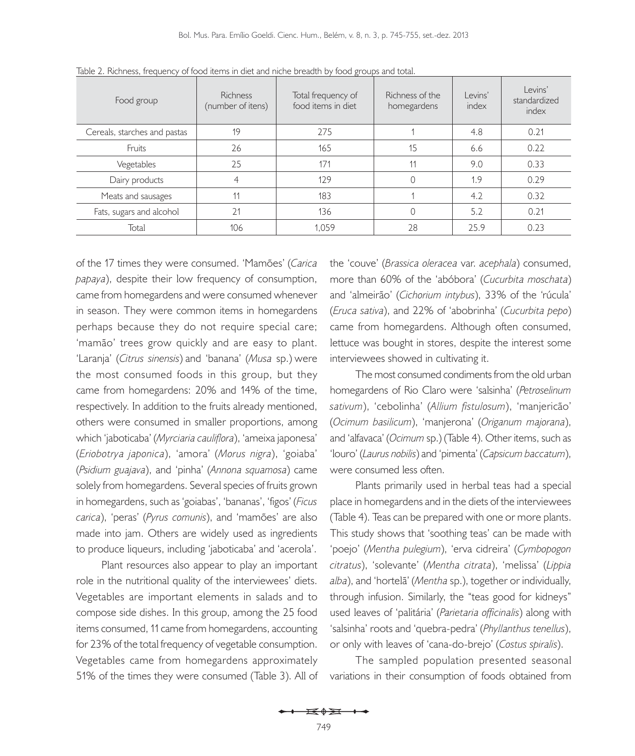Table 2. Richness, frequency of food items in diet and niche breadth by food groups and total.

| Food group | Richness (number of itens) | Total frequency of food items in diet | Richness of the homegardens | Levins' index | Levins' standardized index |
|---|---|---|---|---|---|
| Cereals, starches and pastas | 19 | 275 | 1 | 4.8 | 0.21 |
| Fruits | 26 | 165 | 15 | 6.6 | 0.22 |
| Vegetables | 25 | 171 | 11 | 9.0 | 0.33 |
| Dairy products | 4 | 129 | 0 | 1.9 | 0.29 |
| Meats and sausages | 11 | 183 | 1 | 4.2 | 0.32 |
| Fats, sugars and alcohol | 21 | 136 | 0 | 5.2 | 0.21 |
| Total | 106 | 1,059 | 28 | 25.9 | 0.23 |

of the 17 times they were consumed. 'Mamões' (*Carica papaya*), despite their low frequency of consumption, came from homegardens and were consumed whenever in season. They were common items in homegardens perhaps because they do not require special care; 'mamão' trees grow quickly and are easy to plant. 'Laranja' (*Citrus sinensis*) and 'banana' (*Musa* sp.) were the most consumed foods in this group, but they came from homegardens: 20% and 14% of the time, respectively. In addition to the fruits already mentioned, others were consumed in smaller proportions, among which 'jaboticaba' (*Myrciaria cauliflora*), 'ameixa japonesa' (*Eriobotrya japonica*), 'amora' (*Morus nigra*), 'goiaba' (*Psidium guajava*), and 'pinha' (*Annona squamosa*) came solely from homegardens. Several species of fruits grown in homegardens, such as 'goiabas', 'bananas', 'figos' (*Ficus carica*), 'peras' (*Pyrus comunis*), and 'mamões' are also made into jam. Others are widely used as ingredients to produce liqueurs, including 'jaboticaba' and 'acerola'.

Plant resources also appear to play an important role in the nutritional quality of the interviewees' diets. Vegetables are important elements in salads and to compose side dishes. In this group, among the 25 food items consumed, 11 came from homegardens, accounting for 23% of the total frequency of vegetable consumption. Vegetables came from homegardens approximately 51% of the times they were consumed (Table 3). All of the 'couve' (*Brassica oleracea* var. *acephala*) consumed, more than 60% of the 'abóbora' (*Cucurbita moschata*) and 'almeirão' (*Cichorium intybus*), 33% of the 'rúcula' (*Eruca sativa*), and 22% of 'abobrinha' (*Cucurbita pepo*) came from homegardens. Although often consumed, lettuce was bought in stores, despite the interest some interviewees showed in cultivating it.

The most consumed condiments from the old urban homegardens of Rio Claro were 'salsinha' (*Petroselinum sativum*), 'cebolinha' (*Allium fistulosum*), 'manjericão' (*Ocimum basilicum*), 'manjerona' (*Origanum majorana*), and 'alfavaca' (*Ocimum* sp.) (Table 4). Other items, such as 'louro' (*Laurus nobilis*) and 'pimenta' (*Capsicum baccatum*), were consumed less often.

Plants primarily used in herbal teas had a special place in homegardens and in the diets of the interviewees (Table 4). Teas can be prepared with one or more plants. This study shows that 'soothing teas' can be made with 'poejo' (*Mentha pulegium*), 'erva cidreira' (*Cymbopogon citratus*), 'solevante' (*Mentha citrata*), 'melissa' (*Lippia alba*), and 'hortelã' (*Mentha* sp.), together or individually, through infusion. Similarly, the "teas good for kidneys" used leaves of 'palitária' (*Parietaria officinalis*) along with 'salsinha' roots and 'quebra-pedra' (*Phyllanthus tenellus*), or only with leaves of 'cana-do-brejo' (*Costus spiralis*).

The sampled population presented seasonal variations in their consumption of foods obtained from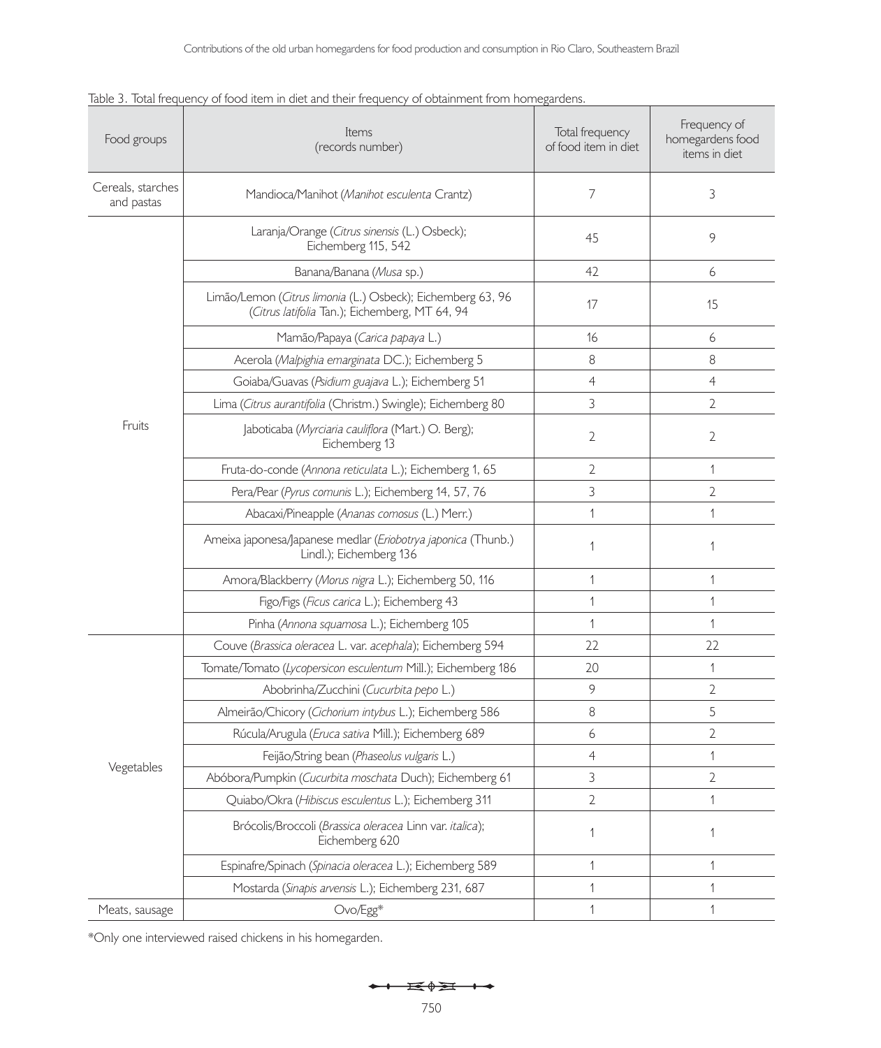Table 3. Total frequency of food item in diet and their frequency of obtainment from homegardens.

| Food groups | Items (records number) | Total frequency of food item in diet | Frequency of homegardens food items in diet |
|---|---|---|---|
| Cereals, starches and pastas | Mandioca/Manihot (*Manihot esculenta* Crantz) | 7 | 3 |
| Fruits | Laranja/Orange (*Citrus sinensis* (L.) Osbeck); Eichemberg 115, 542 | 45 | 9 |
| | Banana/Banana (*Musa* sp.) | 42 | 6 |
| | Limão/Lemon (*Citrus limonia* (L.) Osbeck); Eichemberg 63, 96 (*Citrus latifolia* Tan.); Eichemberg, MT 64, 94 | 17 | 15 |
| | Mamão/Papaya (*Carica papaya* L.) | 16 | 6 |
| | Acerola (*Malpighia emarginata* DC.); Eichemberg 5 | 8 | 8 |
| | Goiaba/Guavas (*Psidium guajava* L.); Eichemberg 51 | 4 | 4 |
| | Lima (*Citrus aurantifolia* (Christm.) Swingle); Eichemberg 80 | 3 | 2 |
| | Jaboticaba (*Myrciaria cauliflora* (Mart.) O. Berg); Eichemberg 13 | 2 | 2 |
| | Fruta-do-conde (*Annona reticulata* L.); Eichemberg 1, 65 | 2 | 1 |
| | Pera/Pear (*Pyrus comunis* L.); Eichemberg 14, 57, 76 | 3 | 2 |
| | Abacaxi/Pineapple (*Ananas comosus* (L.) Merr.) | 1 | 1 |
| | Ameixa japonesa/Japanese medlar (*Eriobotrya japonica* (Thunb.) Lindl.); Eichemberg 136 | 1 | 1 |
| | Amora/Blackberry (*Morus nigra* L.); Eichemberg 50, 116 | 1 | 1 |
| | Figo/Figs (*Ficus carica* L.); Eichemberg 43 | 1 | 1 |
| | Pinha (*Annona squamosa* L.); Eichemberg 105 | 1 | 1 |
| Vegetables | Couve (*Brassica oleracea* L. var. *acephala*); Eichemberg 594 | 22 | 22 |
| | Tomate/Tomato (*Lycopersicon esculentum* Mill.); Eichemberg 186 | 20 | 1 |
| | Abobrinha/Zucchini (*Cucurbita pepo* L.) | 9 | 2 |
| | Almeirão/Chicory (*Cichorium intybus* L.); Eichemberg 586 | 8 | 5 |
| | Rúcula/Arugula (*Eruca sativa* Mill.); Eichemberg 689 | 6 | 2 |
| | Feijão/String bean (*Phaseolus vulgaris* L.) | 4 | 1 |
| | Abóbora/Pumpkin (*Cucurbita moschata* Duch); Eichemberg 61 | 3 | 2 |
| | Quiabo/Okra (*Hibiscus esculentus* L.); Eichemberg 311 | 2 | 1 |
| | Brócolis/Broccoli (*Brassica oleracea* Linn var. *italica*); Eichemberg 620 | 1 | 1 |
| | Espinafre/Spinach (*Spinacia oleracea* L.); Eichemberg 589 | 1 | 1 |
| | Mostarda (*Sinapis arvensis* L.); Eichemberg 231, 687 | 1 | 1 |
| Meats, sausage | Ovo/Egg* | 1 | 1 |

*Only one interviewed raised chickens in his homegarden.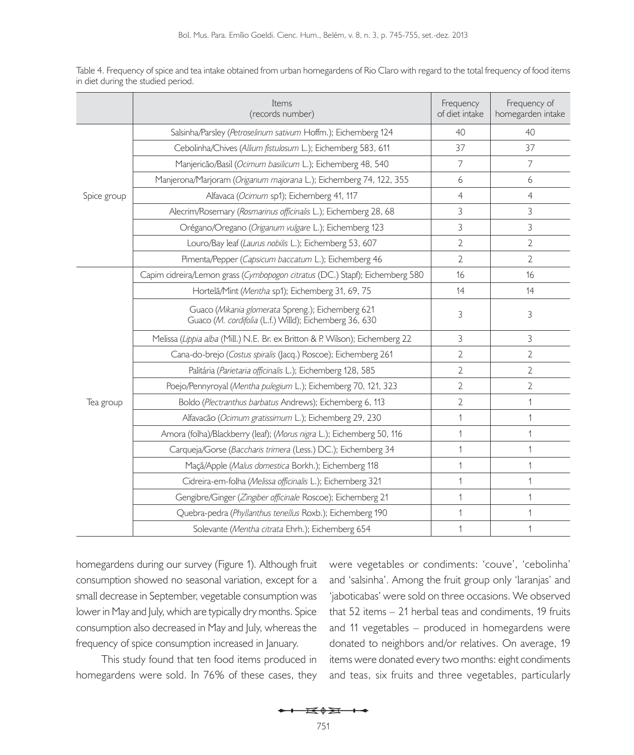Table 4. Frequency of spice and tea intake obtained from urban homegardens of Rio Claro with regard to the total frequency of food items in diet during the studied period.

| | Items (records number) | Frequency of diet intake | Frequency of homegarden intake |
|---|---|---|---|
| Spice group | Salsinha/Parsley (*Petroselinum sativum* Hoffm.); Eichemberg 124 | 40 | 40 |
| | Cebolinha/Chives (*Allium fistulosum* L.); Eichemberg 583, 611 | 37 | 37 |
| | Manjericão/Basil (*Ocimum basilicum* L.); Eichemberg 48, 540 | 7 | 7 |
| | Manjerona/Marjoram (*Origanum majorana* L.); Eichemberg 74, 122, 355 | 6 | 6 |
| | Alfavaca (*Ocimum* sp1); Eichemberg 41, 117 | 4 | 4 |
| | Alecrim/Rosemary (*Rosmarinus officinalis* L.); Eichemberg 28, 68 | 3 | 3 |
| | Orégano/Oregano (*Origanum vulgare* L.); Eichemberg 123 | 3 | 3 |
| | Louro/Bay leaf (*Laurus nobilis* L.); Eichemberg 53, 607 | 2 | 2 |
| | Pimenta/Pepper (*Capsicum baccatum* L.); Eichemberg 46 | 2 | 2 |
| Tea group | Capim cidreira/Lemon grass (*Cymbopogon citratus* (DC.) Stapf); Eichemberg 580 | 16 | 16 |
| | Hortelã/Mint (*Mentha* sp1); Eichemberg 31, 69, 75 | 14 | 14 |
| | Guaco (*Mikania glomerata* Spreng.); Eichemberg 621 Guaco (*M. cordifolia* (L.f.) Willd); Eichemberg 36, 630 | 3 | 3 |
| | Melissa (*Lippia alba* (Mill.) N.E. Br. ex Britton & P. Wilson); Eichemberg 22 | 3 | 3 |
| | Cana-do-brejo (*Costus spiralis* (Jacq.) Roscoe); Eichemberg 261 | 2 | 2 |
| | Palitária (*Parietaria officinalis* L.); Eichemberg 128, 585 | 2 | 2 |
| | Poejo/Pennyroyal (*Mentha pulegium* L.); Eichemberg 70, 121, 323 | 2 | 2 |
| | Boldo (*Plectranthus barbatus* Andrews); Eichemberg 6, 113 | 2 | 1 |
| | Alfavacão (*Ocimum gratissimum* L.); Eichemberg 29, 230 | 1 | 1 |
| | Amora (folha)/Blackberry (leaf); (*Morus nigra* L.); Eichemberg 50, 116 | 1 | 1 |
| | Carqueja/Gorse (*Baccharis trimera* (Less.) DC.); Eichemberg 34 | 1 | 1 |
| | Maçã/Apple (*Malus domestica* Borkh.); Eichemberg 118 | 1 | 1 |
| | Cidreira-em-folha (*Melissa officinalis* L.); Eichemberg 321 | 1 | 1 |
| | Gengibre/Ginger (*Zingiber officinale* Roscoe); Eichemberg 21 | 1 | 1 |
| | Quebra-pedra (*Phyllanthus tenellus* Roxb.); Eichemberg 190 | 1 | 1 |
| | Solevante (*Mentha citrata* Ehrh.); Eichemberg 654 | 1 | 1 |

homegardens during our survey (Figure 1). Although fruit consumption showed no seasonal variation, except for a small decrease in September, vegetable consumption was lower in May and July, which are typically dry months. Spice consumption also decreased in May and July, whereas the frequency of spice consumption increased in January.

This study found that ten food items produced in homegardens were sold. In 76% of these cases, they were vegetables or condiments: 'couve', 'cebolinha' and 'salsinha'. Among the fruit group only 'laranjas' and 'jaboticabas' were sold on three occasions. We observed that 52 items – 21 herbal teas and condiments, 19 fruits and 11 vegetables – produced in homegardens were donated to neighbors and/or relatives. On average, 19 items were donated every two months: eight condiments and teas, six fruits and three vegetables, particularly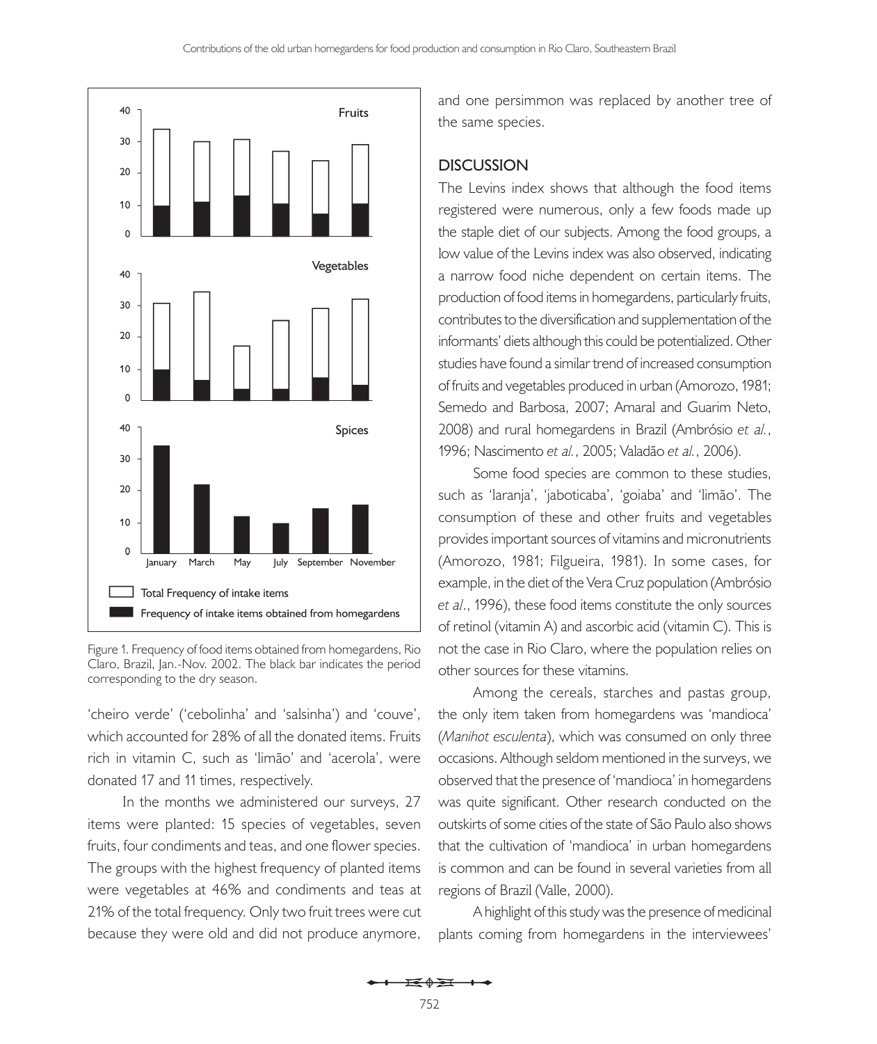Figure 1. Frequency of food items obtained from homegardens, Rio Claro, Brazil, Jan.-Nov. 2002. The black bar indicates the period corresponding to the dry season.

'cheiro verde' ('cebolinha' and 'salsinha') and 'couve', which accounted for 28% of all the donated items. Fruits rich in vitamin C, such as 'limão' and 'acerola', were donated 17 and 11 times, respectively.

In the months we administered our surveys, 27 items were planted: 15 species of vegetables, seven fruits, four condiments and teas, and one flower species. The groups with the highest frequency of planted items were vegetables at 46% and condiments and teas at 21% of the total frequency. Only two fruit trees were cut because they were old and did not produce anymore, and one persimmon was replaced by another tree of the same species.

## DISCUSSION

The Levins index shows that although the food items registered were numerous, only a few foods made up the staple diet of our subjects. Among the food groups, a low value of the Levins index was also observed, indicating a narrow food niche dependent on certain items. The production of food items in homegardens, particularly fruits, contributes to the diversification and supplementation of the informants' diets although this could be potentialized. Other studies have found a similar trend of increased consumption of fruits and vegetables produced in urban (Amorozo, 1981; Semedo and Barbosa, 2007; Amaral and Guarim Neto, 2008) and rural homegardens in Brazil (Ambrósio *et al.*, 1996; Nascimento *et al.*, 2005; Valadão *et al.*, 2006).

Some food species are common to these studies, such as 'laranja', 'jaboticaba', 'goiaba' and 'limão'. The consumption of these and other fruits and vegetables provides important sources of vitamins and micronutrients (Amorozo, 1981; Filgueira, 1981). In some cases, for example, in the diet of the Vera Cruz population (Ambrósio *et al*., 1996), these food items constitute the only sources of retinol (vitamin A) and ascorbic acid (vitamin C). This is not the case in Rio Claro, where the population relies on other sources for these vitamins.

Among the cereals, starches and pastas group, the only item taken from homegardens was 'mandioca' (*Manihot esculenta*), which was consumed on only three occasions. Although seldom mentioned in the surveys, we observed that the presence of 'mandioca' in homegardens was quite significant. Other research conducted on the outskirts of some cities of the state of São Paulo also shows that the cultivation of 'mandioca' in urban homegardens is common and can be found in several varieties from all regions of Brazil (Valle, 2000).

A highlight of this study was the presence of medicinal plants coming from homegardens in the interviewees'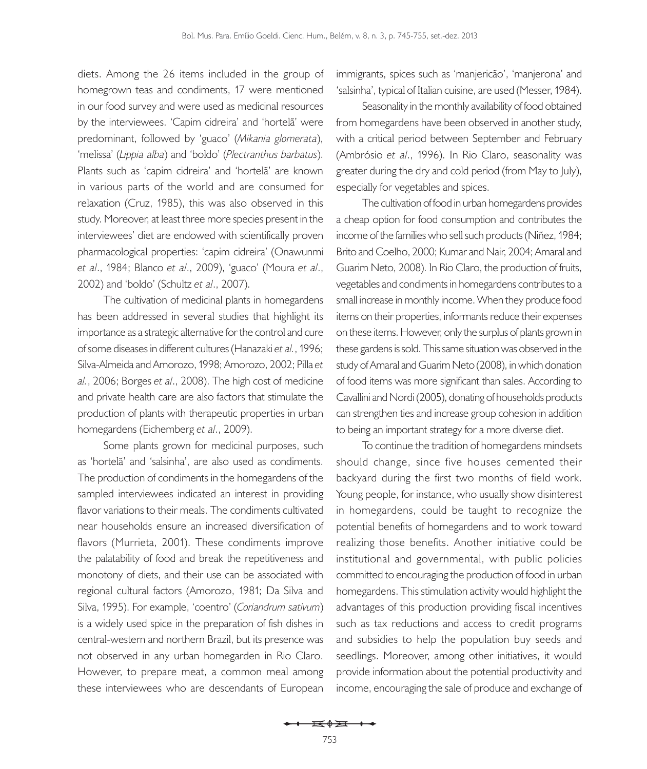diets. Among the 26 items included in the group of homegrown teas and condiments, 17 were mentioned in our food survey and were used as medicinal resources by the interviewees. 'Capim cidreira' and 'hortelã' were predominant, followed by 'guaco' (*Mikania glomerata*), 'melissa' (*Lippia alba*) and 'boldo' (*Plectranthus barbatus*). Plants such as 'capim cidreira' and 'hortelã' are known in various parts of the world and are consumed for relaxation (Cruz, 1985), this was also observed in this study. Moreover, at least three more species present in the interviewees' diet are endowed with scientifically proven pharmacological properties: 'capim cidreira' (Onawunmi *et al*., 1984; Blanco *et al*., 2009), 'guaco' (Moura *et al*., 2002) and 'boldo' (Schultz *et al*., 2007).

The cultivation of medicinal plants in homegardens has been addressed in several studies that highlight its importance as a strategic alternative for the control and cure of some diseases in different cultures (Hanazaki *et al.*, 1996; Silva-Almeida and Amorozo, 1998; Amorozo, 2002; Pilla *et al.*, 2006; Borges *et al*., 2008). The high cost of medicine and private health care are also factors that stimulate the production of plants with therapeutic properties in urban homegardens (Eichemberg *et al*., 2009).

Some plants grown for medicinal purposes, such as 'hortelã' and 'salsinha', are also used as condiments. The production of condiments in the homegardens of the sampled interviewees indicated an interest in providing flavor variations to their meals. The condiments cultivated near households ensure an increased diversification of flavors (Murrieta, 2001). These condiments improve the palatability of food and break the repetitiveness and monotony of diets, and their use can be associated with regional cultural factors (Amorozo, 1981; Da Silva and Silva, 1995). For example, 'coentro' (*Coriandrum sativum*) is a widely used spice in the preparation of fish dishes in central-western and northern Brazil, but its presence was not observed in any urban homegarden in Rio Claro. However, to prepare meat, a common meal among these interviewees who are descendants of European immigrants, spices such as 'manjericão', 'manjerona' and 'salsinha', typical of Italian cuisine, are used (Messer, 1984).

Seasonality in the monthly availability of food obtained from homegardens have been observed in another study, with a critical period between September and February (Ambrósio *et al*., 1996). In Rio Claro, seasonality was greater during the dry and cold period (from May to July), especially for vegetables and spices.

The cultivation of food in urban homegardens provides a cheap option for food consumption and contributes the income of the families who sell such products (Niñez, 1984; Brito and Coelho, 2000; Kumar and Nair, 2004; Amaral and Guarim Neto, 2008). In Rio Claro, the production of fruits, vegetables and condiments in homegardens contributes to a small increase in monthly income. When they produce food items on their properties, informants reduce their expenses on these items. However, only the surplus of plants grown in these gardens is sold. This same situation was observed in the study of Amaral and Guarim Neto (2008), in which donation of food items was more significant than sales. According to Cavallini and Nordi (2005), donating of households products can strengthen ties and increase group cohesion in addition to being an important strategy for a more diverse diet.

To continue the tradition of homegardens mindsets should change, since five houses cemented their backyard during the first two months of field work. Young people, for instance, who usually show disinterest in homegardens, could be taught to recognize the potential benefits of homegardens and to work toward realizing those benefits. Another initiative could be institutional and governmental, with public policies committed to encouraging the production of food in urban homegardens. This stimulation activity would highlight the advantages of this production providing fiscal incentives such as tax reductions and access to credit programs and subsidies to help the population buy seeds and seedlings. Moreover, among other initiatives, it would provide information about the potential productivity and income, encouraging the sale of produce and exchange of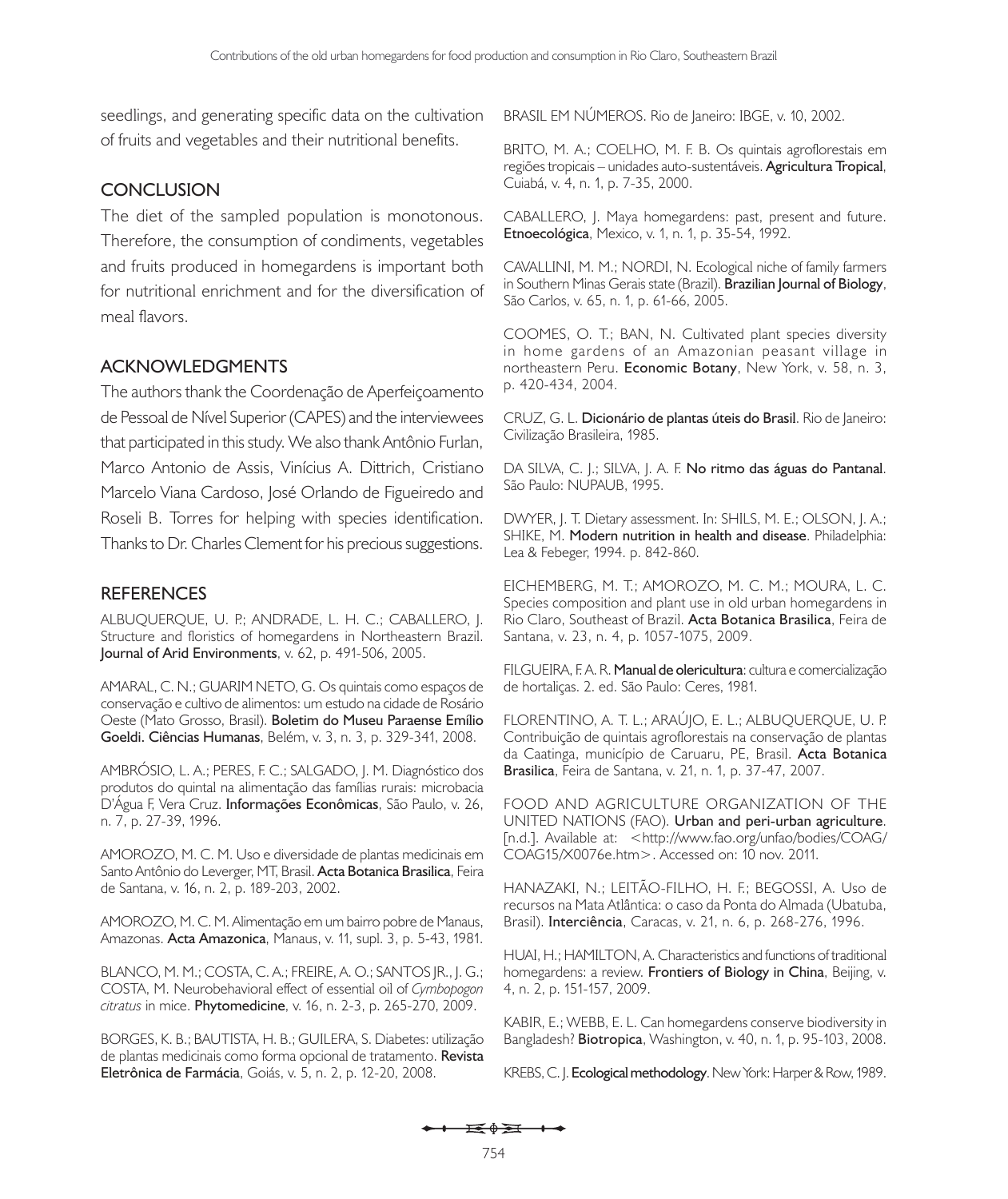seedlings, and generating specific data on the cultivation of fruits and vegetables and their nutritional benefits.

## CONCLUSION

The diet of the sampled population is monotonous. Therefore, the consumption of condiments, vegetables and fruits produced in homegardens is important both for nutritional enrichment and for the diversification of meal flavors.

## ACKNOWLEDGMENTS

The authors thank the Coordenação de Aperfeiçoamento de Pessoal de Nível Superior (CAPES) and the interviewees that participated in this study. We also thank Antônio Furlan, Marco Antonio de Assis, Vinícius A. Dittrich, Cristiano Marcelo Viana Cardoso, José Orlando de Figueiredo and Roseli B. Torres for helping with species identification. Thanks to Dr. Charles Clement for his precious suggestions.

## REFERENCES

ALBUQUERQUE, U. P.; ANDRADE, L. H. C.; CABALLERO, J. Structure and floristics of homegardens in Northeastern Brazil. **Journal of Arid Environments**, v. 62, p. 491-506, 2005.

AMARAL, C. N.; GUARIM NETO, G. Os quintais como espaços de conservação e cultivo de alimentos: um estudo na cidade de Rosário Oeste (Mato Grosso, Brasil). **Boletim do Museu Paraense Emílio Goeldi. Ciências Humanas**, Belém, v. 3, n. 3, p. 329-341, 2008.

AMBRÓSIO, L. A.; PERES, F. C.; SALGADO, J. M. Diagnóstico dos produtos do quintal na alimentação das famílias rurais: microbacia D'Água F, Vera Cruz. **Informações Econômicas**, São Paulo, v. 26, n. 7, p. 27-39, 1996.

AMOROZO, M. C. M. Uso e diversidade de plantas medicinais em Santo Antônio do Leverger, MT, Brasil. **Acta Botanica Brasilica**, Feira de Santana, v. 16, n. 2, p. 189-203, 2002.

AMOROZO, M. C. M. Alimentação em um bairro pobre de Manaus, Amazonas. **Acta Amazonica**, Manaus, v. 11, supl. 3, p. 5-43, 1981.

BLANCO, M. M.; COSTA, C. A.; FREIRE, A. O.; SANTOS JR., J. G.; COSTA, M. Neurobehavioral effect of essential oil of *Cymbopogon citratus* in mice. **Phytomedicine**, v. 16, n. 2-3, p. 265-270, 2009.

BORGES, K. B.; BAUTISTA, H. B.; GUILERA, S. Diabetes: utilização de plantas medicinais como forma opcional de tratamento. **Revista Eletrônica de Farmácia**, Goiás, v. 5, n. 2, p. 12-20, 2008.

BRASIL EM NÚMEROS. Rio de Janeiro: IBGE, v. 10, 2002.

BRITO, M. A.; COELHO, M. F. B. Os quintais agroflorestais em regiões tropicais – unidades auto-sustentáveis. **Agricultura Tropical**, Cuiabá, v. 4, n. 1, p. 7-35, 2000.

CABALLERO, J. Maya homegardens: past, present and future. **Etnoecológica**, Mexico, v. 1, n. 1, p. 35-54, 1992.

CAVALLINI, M. M.; NORDI, N. Ecological niche of family farmers in Southern Minas Gerais state (Brazil). **Brazilian Journal of Biology**, São Carlos, v. 65, n. 1, p. 61-66, 2005.

COOMES, O. T.; BAN, N. Cultivated plant species diversity in home gardens of an Amazonian peasant village in northeastern Peru. **Economic Botany**, New York, v. 58, n. 3, p. 420-434, 2004.

CRUZ, G. L. **Dicionário de plantas úteis do Brasil**. Rio de Janeiro: Civilização Brasileira, 1985.

DA SILVA, C. J.; SILVA, J. A. F. **No ritmo das águas do Pantanal**. São Paulo: NUPAUB, 1995.

DWYER, J. T. Dietary assessment. In: SHILS, M. E.; OLSON, J. A.; SHIKE, M. **Modern nutrition in health and disease**. Philadelphia: Lea & Febeger, 1994. p. 842-860.

EICHEMBERG, M. T.; AMOROZO, M. C. M.; MOURA, L. C. Species composition and plant use in old urban homegardens in Rio Claro, Southeast of Brazil. **Acta Botanica Brasilica**, Feira de Santana, v. 23, n. 4, p. 1057-1075, 2009.

FILGUEIRA, F. A. R. **Manual de olericultura**: cultura e comercialização de hortaliças. 2. ed. São Paulo: Ceres, 1981.

FLORENTINO, A. T. L.; ARAÚJO, E. L.; ALBUQUERQUE, U. P. Contribuição de quintais agroflorestais na conservação de plantas da Caatinga, município de Caruaru, PE, Brasil. **Acta Botanica Brasilica**, Feira de Santana, v. 21, n. 1, p. 37-47, 2007.

FOOD AND AGRICULTURE ORGANIZATION OF THE UNITED NATIONS (FAO). **Urban and peri-urban agriculture**. [n.d.]. Available at: <http://www.fao.org/unfao/bodies/COAG/COAG15/X0076e.htm>. Accessed on: 10 nov. 2011.

HANAZAKI, N.; LEITÃO-FILHO, H. F.; BEGOSSI, A. Uso de recursos na Mata Atlântica: o caso da Ponta do Almada (Ubatuba, Brasil). **Interciência**, Caracas, v. 21, n. 6, p. 268-276, 1996.

HUAI, H.; HAMILTON, A. Characteristics and functions of traditional homegardens: a review. **Frontiers of Biology in China**, Beijing, v. 4, n. 2, p. 151-157, 2009.

KABIR, E.; WEBB, E. L. Can homegardens conserve biodiversity in Bangladesh? **Biotropica**, Washington, v. 40, n. 1, p. 95-103, 2008.

KREBS, C. J. **Ecological methodology**. New York: Harper & Row, 1989.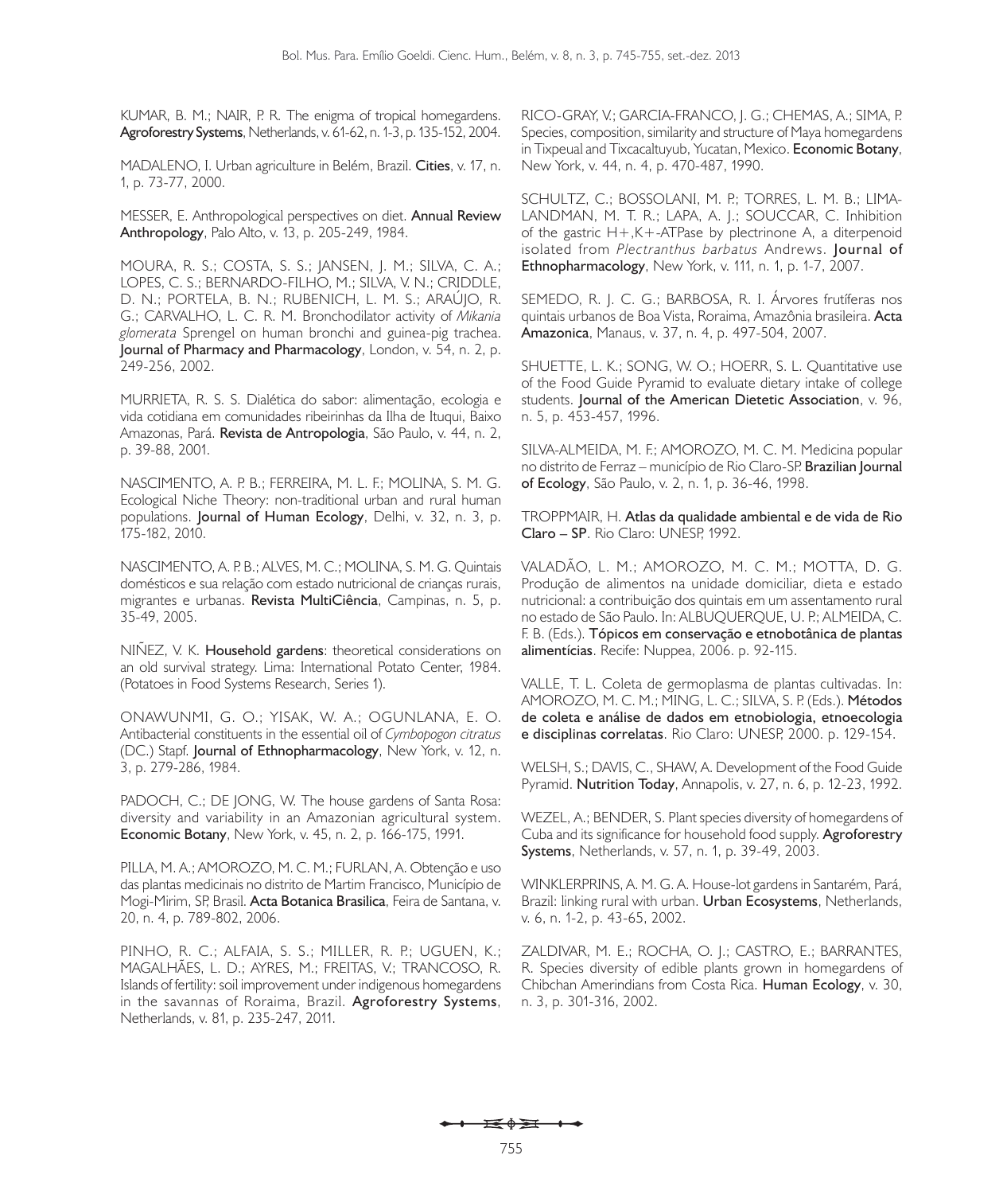KUMAR, B. M.; NAIR, P. R. The enigma of tropical homegardens. **Agroforestry Systems**, Netherlands, v. 61-62, n. 1-3, p. 135-152, 2004.

MADALENO, I. Urban agriculture in Belém, Brazil. **Cities**, v. 17, n. 1, p. 73-77, 2000.

MESSER, E. Anthropological perspectives on diet. **Annual Review Anthropology**, Palo Alto, v. 13, p. 205-249, 1984.

MOURA, R. S.; COSTA, S. S.; JANSEN, J. M.; SILVA, C. A.; LOPES, C. S.; BERNARDO-FILHO, M.; SILVA, V. N.; CRIDDLE, D. N.; PORTELA, B. N.; RUBENICH, L. M. S.; ARAÚJO, R. G.; CARVALHO, L. C. R. M. Bronchodilator activity of *Mikania glomerata* Sprengel on human bronchi and guinea-pig trachea. **Journal of Pharmacy and Pharmacology**, London, v. 54, n. 2, p. 249-256, 2002.

MURRIETA, R. S. S. Dialética do sabor: alimentação, ecologia e vida cotidiana em comunidades ribeirinhas da Ilha de Ituqui, Baixo Amazonas, Pará. **Revista de Antropologia**, São Paulo, v. 44, n. 2, p. 39-88, 2001.

NASCIMENTO, A. P. B.; FERREIRA, M. L. F.; MOLINA, S. M. G. Ecological Niche Theory: non-traditional urban and rural human populations. **Journal of Human Ecology**, Delhi, v. 32, n. 3, p. 175-182, 2010.

NASCIMENTO, A. P. B.; ALVES, M. C.; MOLINA, S. M. G. Quintais domésticos e sua relação com estado nutricional de crianças rurais, migrantes e urbanas. **Revista MultiCiência**, Campinas, n. 5, p. 35-49, 2005.

NIÑEZ, V. K. **Household gardens**: theoretical considerations on an old survival strategy. Lima: International Potato Center, 1984. (Potatoes in Food Systems Research, Series 1).

ONAWUNMI, G. O.; YISAK, W. A.; OGUNLANA, E. O. Antibacterial constituents in the essential oil of *Cymbopogon citratus* (DC.) Stapf. **Journal of Ethnopharmacology**, New York, v. 12, n. 3, p. 279-286, 1984.

PADOCH, C.; DE JONG, W. The house gardens of Santa Rosa: diversity and variability in an Amazonian agricultural system. **Economic Botany**, New York, v. 45, n. 2, p. 166-175, 1991.

PILLA, M. A.; AMOROZO, M. C. M.; FURLAN, A. Obtenção e uso das plantas medicinais no distrito de Martim Francisco, Município de Mogi-Mirim, SP, Brasil. **Acta Botanica Brasilica**, Feira de Santana, v. 20, n. 4, p. 789-802, 2006.

PINHO, R. C.; ALFAIA, S. S.; MILLER, R. P.; UGUEN, K.; MAGALHÃES, L. D.; AYRES, M.; FREITAS, V.; TRANCOSO, R. Islands of fertility: soil improvement under indigenous homegardens in the savannas of Roraima, Brazil. **Agroforestry Systems**, Netherlands, v. 81, p. 235-247, 2011.

RICO-GRAY, V.; GARCIA-FRANCO, J. G.; CHEMAS, A.; SIMA, P. Species, composition, similarity and structure of Maya homegardens in Tixpeual and Tixcacaltuyub, Yucatan, Mexico. **Economic Botany**, New York, v. 44, n. 4, p. 470-487, 1990.

SCHULTZ, C.; BOSSOLANI, M. P.; TORRES, L. M. B.; LIMA-LANDMAN, M. T. R.; LAPA, A. J.; SOUCCAR, C. Inhibition of the gastric $H^+,K^+$-ATPase by plectrinone A, a diterpenoid isolated from *Plectranthus barbatus* Andrews. **Journal of Ethnopharmacology**, New York, v. 111, n. 1, p. 1-7, 2007.

SEMEDO, R. J. C. G.; BARBOSA, R. I. Árvores frutíferas nos quintais urbanos de Boa Vista, Roraima, Amazônia brasileira. **Acta Amazonica**, Manaus, v. 37, n. 4, p. 497-504, 2007.

SHUETTE, L. K.; SONG, W. O.; HOERR, S. L. Quantitative use of the Food Guide Pyramid to evaluate dietary intake of college students. **Journal of the American Dietetic Association**, v. 96, n. 5, p. 453-457, 1996.

SILVA-ALMEIDA, M. F.; AMOROZO, M. C. M. Medicina popular no distrito de Ferraz – município de Rio Claro-SP. **Brazilian Journal of Ecology**, São Paulo, v. 2, n. 1, p. 36-46, 1998.

TROPPMAIR, H. **Atlas da qualidade ambiental e de vida de Rio Claro – SP**. Rio Claro: UNESP, 1992.

VALADÃO, L. M.; AMOROZO, M. C. M.; MOTTA, D. G. Produção de alimentos na unidade domiciliar, dieta e estado nutricional: a contribuição dos quintais em um assentamento rural no estado de São Paulo. In: ALBUQUERQUE, U. P.; ALMEIDA, C. F. B. (Eds.). **Tópicos em conservação e etnobotânica de plantas alimentícias**. Recife: Nuppea, 2006. p. 92-115.

VALLE, T. L. Coleta de germoplasma de plantas cultivadas. In: AMOROZO, M. C. M.; MING, L. C.; SILVA, S. P. (Eds.). **Métodos de coleta e análise de dados em etnobiologia, etnoecologia e disciplinas correlatas**. Rio Claro: UNESP, 2000. p. 129-154.

WELSH, S.; DAVIS, C., SHAW, A. Development of the Food Guide Pyramid. **Nutrition Today**, Annapolis, v. 27, n. 6, p. 12-23, 1992.

WEZEL, A.; BENDER, S. Plant species diversity of homegardens of Cuba and its significance for household food supply. **Agroforestry Systems**, Netherlands, v. 57, n. 1, p. 39-49, 2003.

WINKLERPRINS, A. M. G. A. House-lot gardens in Santarém, Pará, Brazil: linking rural with urban. **Urban Ecosystems**, Netherlands, v. 6, n. 1-2, p. 43-65, 2002.

ZALDIVAR, M. E.; ROCHA, O. J.; CASTRO, E.; BARRANTES, R. Species diversity of edible plants grown in homegardens of Chibchan Amerindians from Costa Rica. **Human Ecology**, v. 30, n. 3, p. 301-316, 2002.